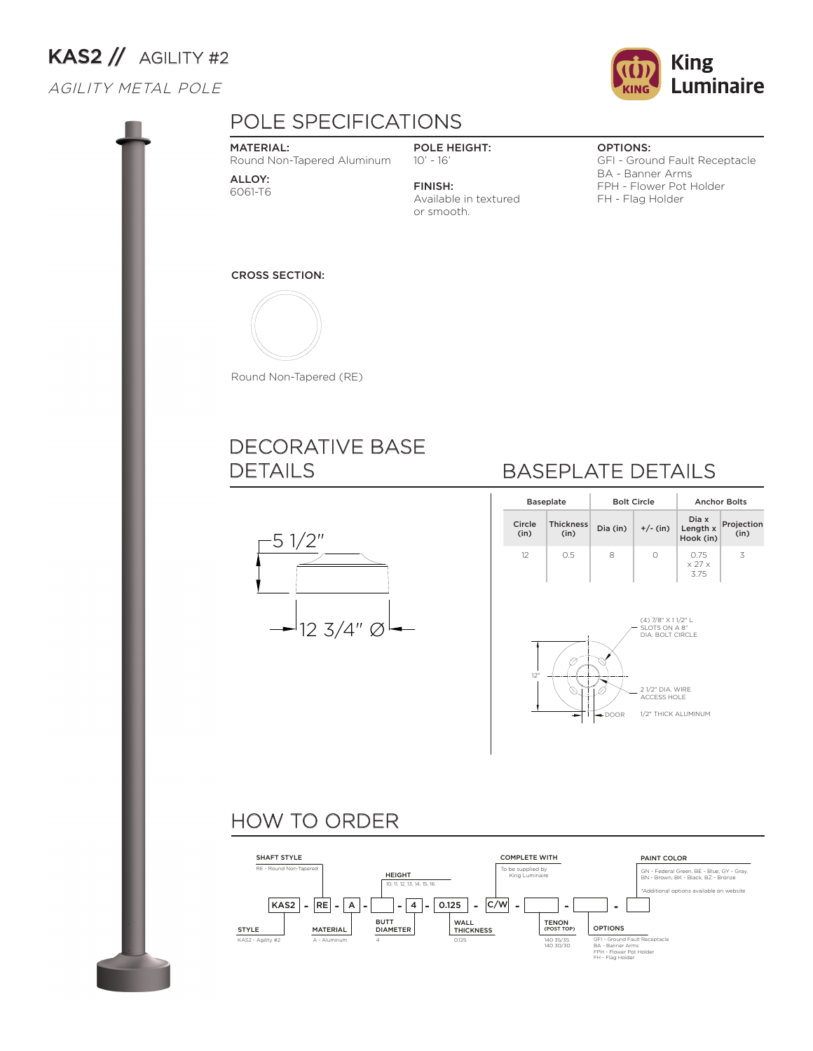# KAS2 // AGILITY #2

*AGILITY METAL POLE*

King Luminaire

## POLE SPECIFICATIONS

**MATERIAL:**
Round Non-Tapered Aluminum

**ALLOY:**
6061-T6

**POLE HEIGHT:**
10' - 16'

**FINISH:**
Available in textured or smooth.

**OPTIONS:**
GFI - Ground Fault Receptacle
BA - Banner Arms
FPH - Flower Pot Holder
FH - Flag Holder

**CROSS SECTION:**

Round Non-Tapered (RE)

## DECORATIVE BASE DETAILS

5 1/2"

12 3/4" Ø

## BASEPLATE DETAILS

| Baseplate | | Bolt Circle | | Anchor Bolts | |
|---|---|---|---|---|---|
| Circle (in) | Thickness (in) | Dia (in) | +/- (in) | Dia x Length x Hook (in) | Projection (in) |
| 12 | 0.5 | 8 | 0 | 0.75 x 27 x 3.75 | 3 |

(4) 7/8" X 1 1/2" L SLOTS ON A 8" DIA. BOLT CIRCLE

12"

2 1/2" DIA. WIRE ACCESS HOLE

DOOR

1/2" THICK ALUMINUM

## HOW TO ORDER

KAS2 - RE - A - ___ - 4 - 0.125 - C/W - ___ - ___ - ___

**STYLE**
KAS2 - Agility #2

**SHAFT STYLE**
RE - Round Non-Tapered

**MATERIAL**
A - Aluminum

**HEIGHT**
10, 11, 12, 13, 14, 15, 16

**BUTT DIAMETER**
4

**WALL THICKNESS**
0.125

**COMPLETE WITH**
To be supplied by King Luminaire

**TENON (POST TOP)**
140 35/35
140 30/30

**OPTIONS**
GFI - Ground Fault Receptacle
BA - Banner Arms
FPH - Flower Pot Holder
FH - Flag Holder

**PAINT COLOR**
GN - Federal Green, BE - Blue, GY - Gray, BN - Brown, BK - Black, BZ - Bronze

*Additional options available on website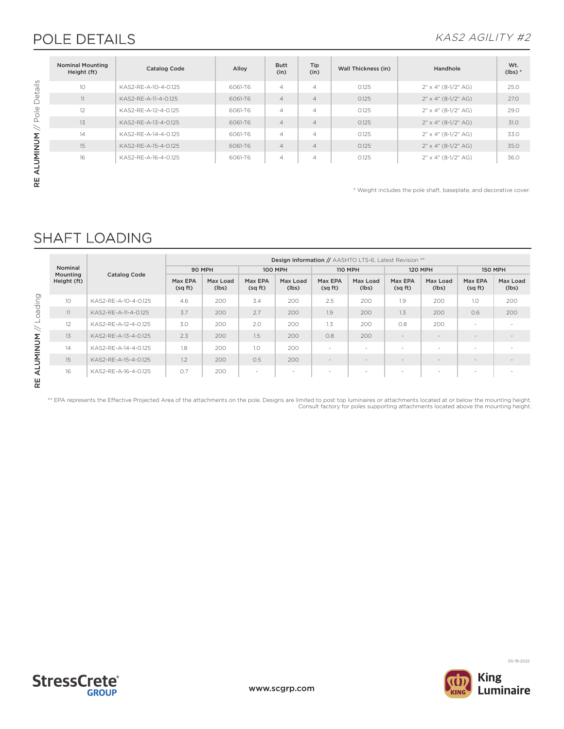# POLE DETAILS

RE ALUMINUM // Pole Details

| Nominal Mounting Height (ft) | Catalog Code | Alloy | Butt (in) | Tip (in) | Wall Thickness (in) | Handhole | Wt. (lbs) * |
|---|---|---|---|---|---|---|---|
| 10 | KAS2-RE-A-10-4-0.125 | 6061-T6 | 4 | 4 | 0.125 | 2" x 4" (8-1/2" AG) | 25.0 |
| 11 | KAS2-RE-A-11-4-0.125 | 6061-T6 | 4 | 4 | 0.125 | 2" x 4" (8-1/2" AG) | 27.0 |
| 12 | KAS2-RE-A-12-4-0.125 | 6061-T6 | 4 | 4 | 0.125 | 2" x 4" (8-1/2" AG) | 29.0 |
| 13 | KAS2-RE-A-13-4-0.125 | 6061-T6 | 4 | 4 | 0.125 | 2" x 4" (8-1/2" AG) | 31.0 |
| 14 | KAS2-RE-A-14-4-0.125 | 6061-T6 | 4 | 4 | 0.125 | 2" x 4" (8-1/2" AG) | 33.0 |
| 15 | KAS2-RE-A-15-4-0.125 | 6061-T6 | 4 | 4 | 0.125 | 2" x 4" (8-1/2" AG) | 35.0 |
| 16 | KAS2-RE-A-16-4-0.125 | 6061-T6 | 4 | 4 | 0.125 | 2" x 4" (8-1/2" AG) | 36.0 |

* Weight includes the pole shaft, baseplate, and decorative cover.

# SHAFT LOADING

RE ALUMINUM // Loading

| Nominal Mounting Height (ft) | Catalog Code | Design Information // AASHTO LTS-6, Latest Revision ** | | | | | | | | | |
|---|---|---|---|---|---|---|---|---|---|---|---|
| | | 90 MPH | | 100 MPH | | 110 MPH | | 120 MPH | | 150 MPH | |
| | | Max EPA (sq ft) | Max Load (lbs) | Max EPA (sq ft) | Max Load (lbs) | Max EPA (sq ft) | Max Load (lbs) | Max EPA (sq ft) | Max Load (lbs) | Max EPA (sq ft) | Max Load (lbs) |
| 10 | KAS2-RE-A-10-4-0.125 | 4.6 | 200 | 3.4 | 200 | 2.5 | 200 | 1.9 | 200 | 1.0 | 200 |
| 11 | KAS2-RE-A-11-4-0.125 | 3.7 | 200 | 2.7 | 200 | 1.9 | 200 | 1.3 | 200 | 0.6 | 200 |
| 12 | KAS2-RE-A-12-4-0.125 | 3.0 | 200 | 2.0 | 200 | 1.3 | 200 | 0.8 | 200 | - | - |
| 13 | KAS2-RE-A-13-4-0.125 | 2.3 | 200 | 1.5 | 200 | 0.8 | 200 | - | - | - | - |
| 14 | KAS2-RE-A-14-4-0.125 | 1.8 | 200 | 1.0 | 200 | - | - | - | - | - | - |
| 15 | KAS2-RE-A-15-4-0.125 | 1.2 | 200 | 0.5 | 200 | - | - | - | - | - | - |
| 16 | KAS2-RE-A-16-4-0.125 | 0.7 | 200 | - | - | - | - | - | - | - | - |

** EPA represents the Effective Projected Area of the attachments on the pole. Designs are limited to post top luminaires or attachments located at or below the mounting height. Consult factory for poles supporting attachments located above the mounting height.

05-19-2022

StressCrete GROUP

www.scgrp.com

King Luminaire